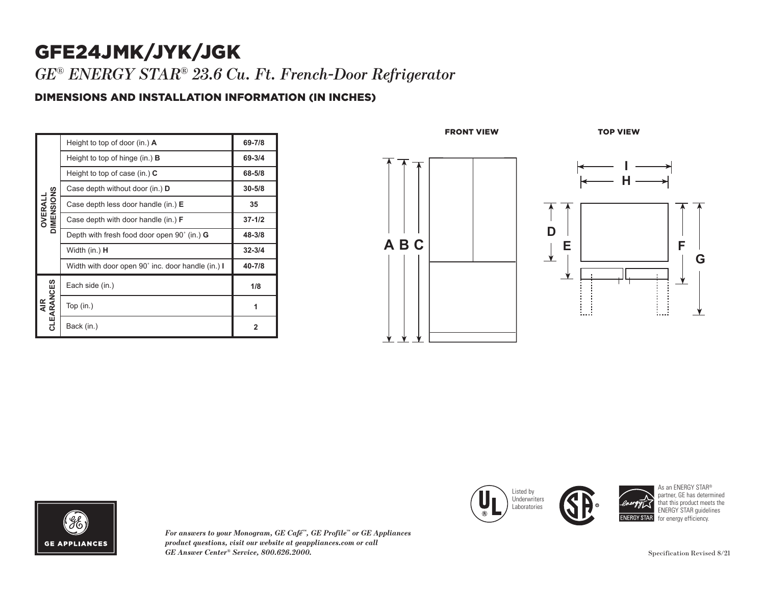# GFE24JMK/JYK/JGK

*GE® ENERGY STAR® 23.6 Cu. Ft. French-Door Refrigerator*

## DIMENSIONS AND INSTALLATION INFORMATION (IN INCHES)

| | | |
|---|---|---|
| OVERALL DIMENSIONS | Height to top of door (in.) **A** | 69-7/8 |
| | Height to top of hinge (in.) **B** | 69-3/4 |
| | Height to top of case (in.) **C** | 68-5/8 |
| | Case depth without door (in.) **D** | 30-5/8 |
| | Case depth less door handle (in.) **E** | 35 |
| | Case depth with door handle (in.) **F** | 37-1/2 |
| | Depth with fresh food door open 90˚ (in.) **G** | 48-3/8 |
| | Width (in.) **H** | 32-3/4 |
| | Width with door open 90˚ inc. door handle (in.) **I** | 40-7/8 |
| AIR CLEARANCES | Each side (in.) | 1/8 |
| | Top (in.) | 1 |
| | Back (in.) | 2 |

FRONT VIEW

A B C

TOP VIEW

I H D E F G

Listed by Underwriters Laboratories

As an ENERGY STAR® partner, GE has determined that this product meets the ENERGY STAR guidelines for energy efficiency.

GE APPLIANCES

*For answers to your Monogram, GE Café™, GE Profile™ or GE Appliances product questions, visit our website at geappliances.com or call GE Answer Center® Service, 800.626.2000.*

Specification Revised 8/21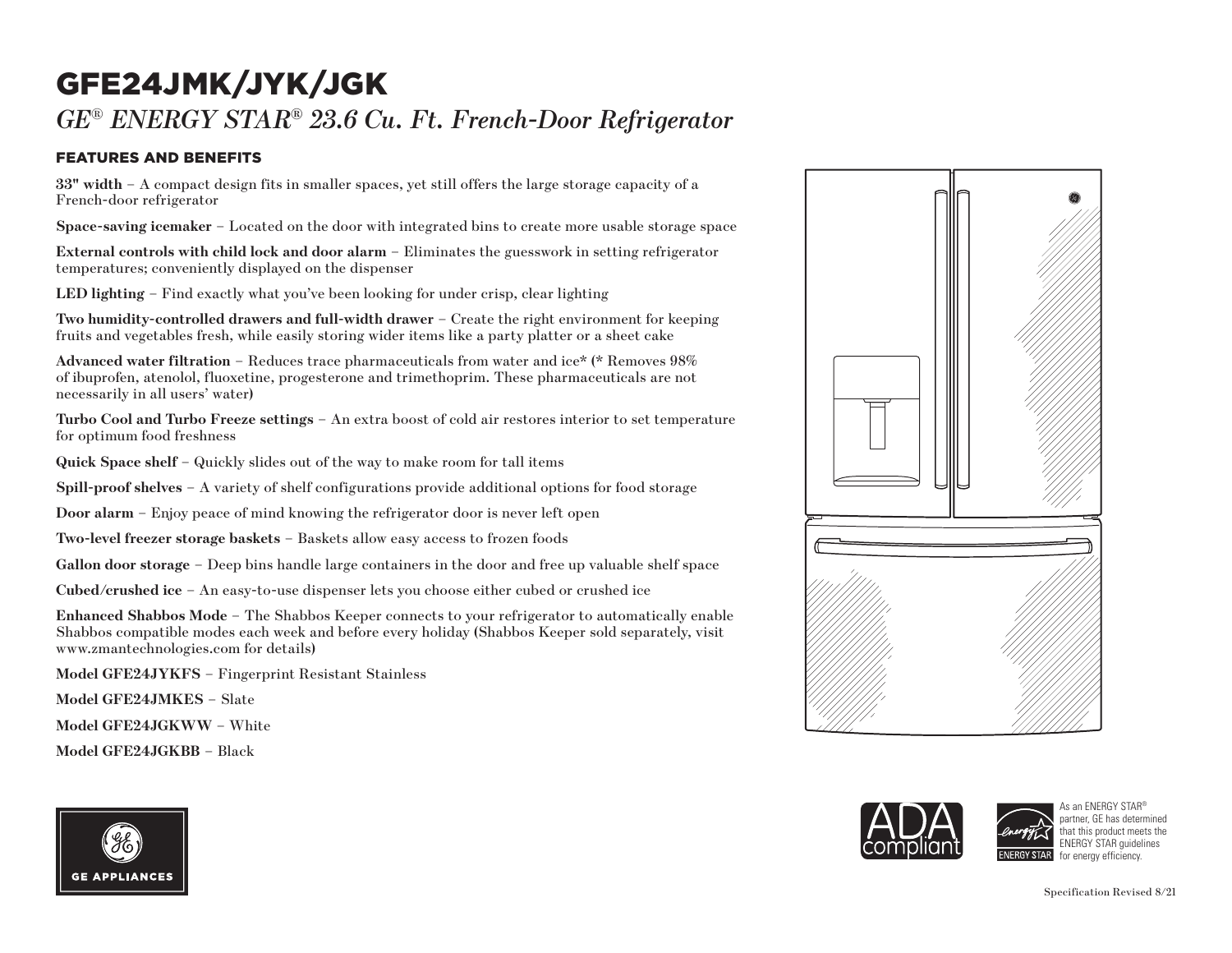# GFE24JMK/JYK/JGK

*GE® ENERGY STAR® 23.6 Cu. Ft. French-Door Refrigerator*

## FEATURES AND BENEFITS

**33" width** – A compact design fits in smaller spaces, yet still offers the large storage capacity of a French-door refrigerator

**Space-saving icemaker** – Located on the door with integrated bins to create more usable storage space

**External controls with child lock and door alarm** – Eliminates the guesswork in setting refrigerator temperatures; conveniently displayed on the dispenser

**LED lighting** – Find exactly what you've been looking for under crisp, clear lighting

**Two humidity-controlled drawers and full-width drawer** – Create the right environment for keeping fruits and vegetables fresh, while easily storing wider items like a party platter or a sheet cake

**Advanced water filtration** – Reduces trace pharmaceuticals from water and ice* (* Removes 98% of ibuprofen, atenolol, fluoxetine, progesterone and trimethoprim. These pharmaceuticals are not necessarily in all users' water)

**Turbo Cool and Turbo Freeze settings** – An extra boost of cold air restores interior to set temperature for optimum food freshness

**Quick Space shelf** – Quickly slides out of the way to make room for tall items

**Spill-proof shelves** – A variety of shelf configurations provide additional options for food storage

**Door alarm** – Enjoy peace of mind knowing the refrigerator door is never left open

**Two-level freezer storage baskets** – Baskets allow easy access to frozen foods

**Gallon door storage** – Deep bins handle large containers in the door and free up valuable shelf space

**Cubed/crushed ice** – An easy-to-use dispenser lets you choose either cubed or crushed ice

**Enhanced Shabbos Mode** – The Shabbos Keeper connects to your refrigerator to automatically enable Shabbos compatible modes each week and before every holiday (Shabbos Keeper sold separately, visit www.zmantechnologies.com for details)

**Model GFE24JYKFS** – Fingerprint Resistant Stainless

**Model GFE24JMKES** – Slate

**Model GFE24JGKWW** – White

**Model GFE24JGKBB** – Black

GE APPLIANCES

ADA compliant

As an ENERGY STAR® partner, GE has determined that this product meets the ENERGY STAR guidelines for energy efficiency.

Specification Revised 8/21